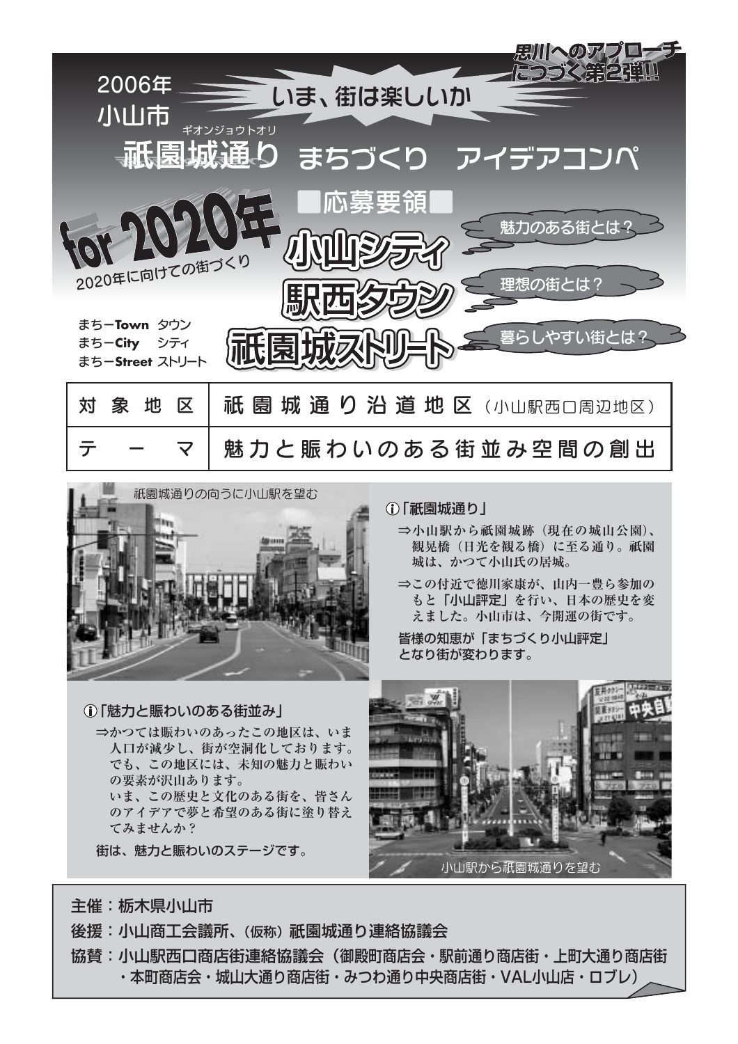思川へのアプローチにつづく第2弾!!

2006年
小山市

# いま、街は楽しいか

# 祇園城通り（ギオンジョウトオリ） まちづくり　アイデアコンペ

## for 2020年

2020年に向けての街づくり

## ■応募要領■

# 小山シティ
# 駅西タウン
# 祇園城ストリート

魅力のある街とは？

理想の街とは？

暮らしやすい街とは？

まちーTown　タウン
まちーCity　シティ
まちーStreet　ストリート

| | |
|---|---|
| 対象地区 | 祇園城通り沿道地区（小山駅西口周辺地区） |
| テーマ | 魅力と賑わいのある街並み空間の創出 |

祇園城通りの向うに小山駅を望む

### ⓘ「祇園城通り」

⇒小山駅から祇園城跡（現在の城山公園）、観晃橋（日光を観る橋）に至る通り。祇園城は、かつて小山氏の居城。

⇒この付近で徳川家康が、山内一豊ら参加のもと「小山評定」を行い、日本の歴史を変えました。小山市は、今開運の街です。

皆様の知恵が「まちづくり小山評定」となり街が変わります。

### ⓘ「魅力と賑わいのある街並み」

⇒かつては賑わいのあったこの地区は、いま人口が減少し、街が空洞化しております。でも、この地区には、未知の魅力と賑わいの要素が沢山あります。
いま、この歴史と文化のある街を、皆さんのアイデアで夢と希望のある街に塗り替えてみませんか？

街は、魅力と賑わいのステージです。

小山駅から祇園城通りを望む

主催：栃木県小山市
後援：小山商工会議所、（仮称）祇園城通り連絡協議会
協賛：小山駅西口商店街連絡協議会（御殿町商店会・駅前通り商店街・上町大通り商店街・本町商店会・城山大通り商店街・みつわ通り中央商店街・VAL小山店・ロブレ）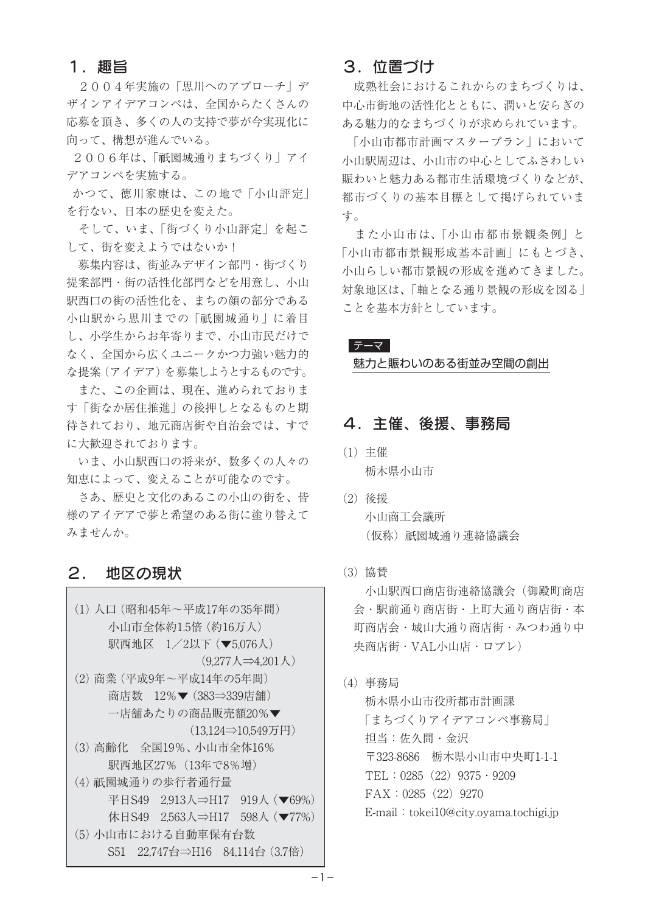## １．趣旨

２００４年実施の「思川へのアプローチ」デザインアイデアコンペは、全国からたくさんの応募を頂き、多くの人の支持で夢が今実現化に向って、構想が進んでいる。

２００６年は、「祇園城通りまちづくり」アイデアコンペを実施する。

かつて、徳川家康は、この地で「小山評定」を行ない、日本の歴史を変えた。

そして、いま、「街づくり小山評定」を起こして、街を変えようではないか！

募集内容は、街並みデザイン部門・街づくり提案部門・街の活性化部門などを用意し、小山駅西口の街の活性化を、まちの顔の部分である小山駅から思川までの「祇園城通り」に着目し、小学生からお年寄りまで、小山市民だけでなく、全国から広くユニークかつ力強い魅力的な提案（アイデア）を募集しようとするものです。

また、この企画は、現在、進められております「街なか居住推進」の後押しとなるものと期待されており、地元商店街や自治会では、すでに大歓迎されております。

いま、小山駅西口の将来が、数多くの人々の知恵によって、変えることが可能なのです。

さあ、歴史と文化のあるこの小山の街を、皆様のアイデアで夢と希望のある街に塗り替えてみませんか。

## ２． 地区の現状

(1) 人口（昭和45年～平成17年の35年間）
　　小山市全体約1.5倍（約16万人）
　　駅西地区　1／2以下（▼5,076人）
　　（9,277人⇒4,201人）

(2) 商業（平成9年～平成14年の5年間）
　　商店数　12％▼（383⇒339店舗）
　　一店舗あたりの商品販売額20％▼
　　（13,124⇒10,549万円）

(3) 高齢化　全国19％、小山市全体16％
　　駅西地区27％（13年で8％増）

(4) 祇園城通りの歩行者通行量
　　平日S49　2,913人⇒H17　919人（▼69％）
　　休日S49　2,563人⇒H17　598人（▼77％）

(5) 小山市における自動車保有台数
　　S51　22,747台⇒H16　84,114台（3.7倍）

## ３．位置づけ

成熟社会におけるこれからのまちづくりは、中心市街地の活性化とともに、潤いと安らぎのある魅力的なまちづくりが求められています。

「小山市都市計画マスタープラン」において小山駅周辺は、小山市の中心としてふさわしい賑わいと魅力ある都市生活環境づくりなどが、都市づくりの基本目標として掲げられています。

また小山市は、「小山市都市景観条例」と「小山市都市景観形成基本計画」にもとづき、小山らしい都市景観の形成を進めてきました。対象地区は、「軸となる通り景観の形成を図る」ことを基本方針としています。

**テーマ**

**魅力と賑わいのある街並み空間の創出**

## ４．主催、後援、事務局

(1) 主催
　　栃木県小山市

(2) 後援
　　小山商工会議所
　　（仮称）祇園城通り連絡協議会

(3) 協賛
　　小山駅西口商店街連絡協議会（御殿町商店会・駅前通り商店街・上町大通り商店街・本町商店会・城山大通り商店街・みつわ通り中央商店街・VAL小山店・ロブレ）

(4) 事務局
　　栃木県小山市役所都市計画課
　　「まちづくりアイデアコンペ事務局」
　　担当：佐久間・金沢
　　〒323-8686　栃木県小山市中央町1-1-1
　　TEL：0285（22）9375・9209
　　FAX：0285（22）9270
　　E-mail：tokei10@city.oyama.tochigi.jp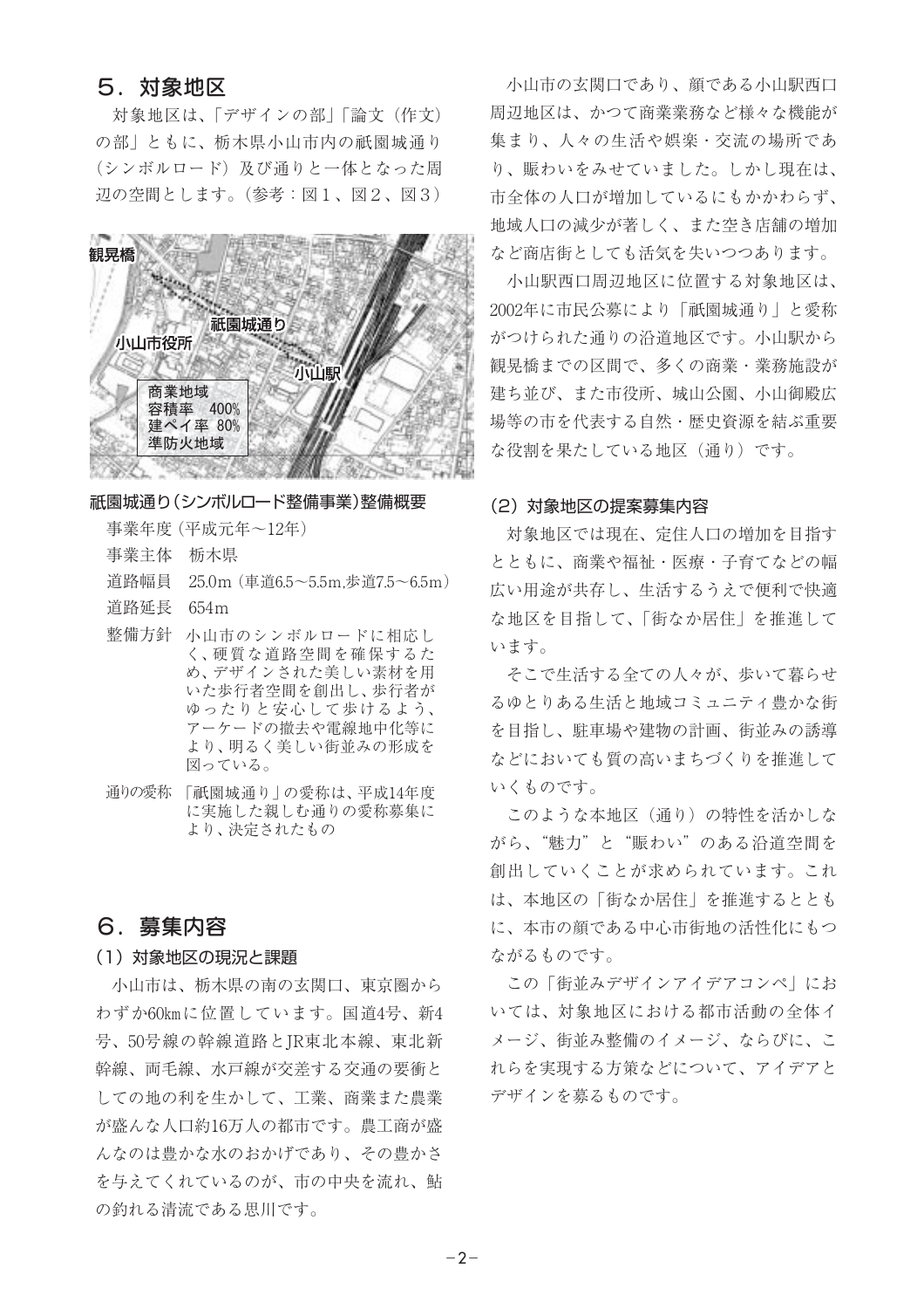## 5．対象地区

対象地区は、「デザインの部」「論文（作文）の部」ともに、栃木県小山市内の祇園城通り（シンボルロード）及び通りと一体となった周辺の空間とします。（参考：図１、図２、図３）

観晃橋

祇園城通り

小山市役所

小山駅

商業地域
容積率　400%
建ペイ率　80%
準防火地域

### 祇園城通り（シンボルロード整備事業）整備概要

| | |
|---|---|
| 事業年度 | （平成元年～12年） |
| 事業主体 | 栃木県 |
| 道路幅員 | 25.0m（車道6.5～5.5m,歩道7.5～6.5m） |
| 道路延長 | 654m |
| 整備方針 | 小山市のシンボルロードに相応しく、硬質な道路空間を確保するため、デザインされた美しい素材を用いた歩行者空間を創出し、歩行者がゆったりと安心して歩けるよう、アーケードの撤去や電線地中化等により、明るく美しい街並みの形成を図っている。 |
| 通りの愛称 | 「祇園城通り」の愛称は、平成14年度に実施した親しむ通りの愛称募集により、決定されたもの |

## 6．募集内容

### （1）対象地区の現況と課題

小山市は、栃木県の南の玄関口、東京圏からわずか60kmに位置しています。国道4号、新4号、50号線の幹線道路とJR東北本線、東北新幹線、両毛線、水戸線が交差する交通の要衝としての地の利を生かして、工業、商業また農業が盛んな人口約16万人の都市です。農工商が盛んなのは豊かな水のおかげであり、その豊かさを与えてくれているのが、市の中央を流れ、鮎の釣れる清流である思川です。

小山市の玄関口であり、顔である小山駅西口周辺地区は、かつて商業業務など様々な機能が集まり、人々の生活や娯楽・交流の場所であり、賑わいをみせていました。しかし現在は、市全体の人口が増加しているにもかかわらず、地域人口の減少が著しく、また空き店舗の増加など商店街としても活気を失いつつあります。

小山駅西口周辺地区に位置する対象地区は、2002年に市民公募により「祇園城通り」と愛称がつけられた通りの沿道地区です。小山駅から観晃橋までの区間で、多くの商業・業務施設が建ち並び、また市役所、城山公園、小山御殿広場等の市を代表する自然・歴史資源を結ぶ重要な役割を果たしている地区（通り）です。

### （2）対象地区の提案募集内容

対象地区では現在、定住人口の増加を目指すとともに、商業や福祉・医療・子育てなどの幅広い用途が共存し、生活するうえで便利で快適な地区を目指して、「街なか居住」を推進しています。

そこで生活する全ての人々が、歩いて暮らせるゆとりある生活と地域コミュニティ豊かな街を目指し、駐車場や建物の計画、街並みの誘導などにおいても質の高いまちづくりを推進していくものです。

このような本地区（通り）の特性を活かしながら、“魅力”と“賑わい”のある沿道空間を創出していくことが求められています。これは、本地区の「街なか居住」を推進するとともに、本市の顔である中心市街地の活性化にもつながるものです。

この「街並みデザインアイデアコンペ」においては、対象地区における都市活動の全体イメージ、街並み整備のイメージ、ならびに、これらを実現する方策などについて、アイデアとデザインを募るものです。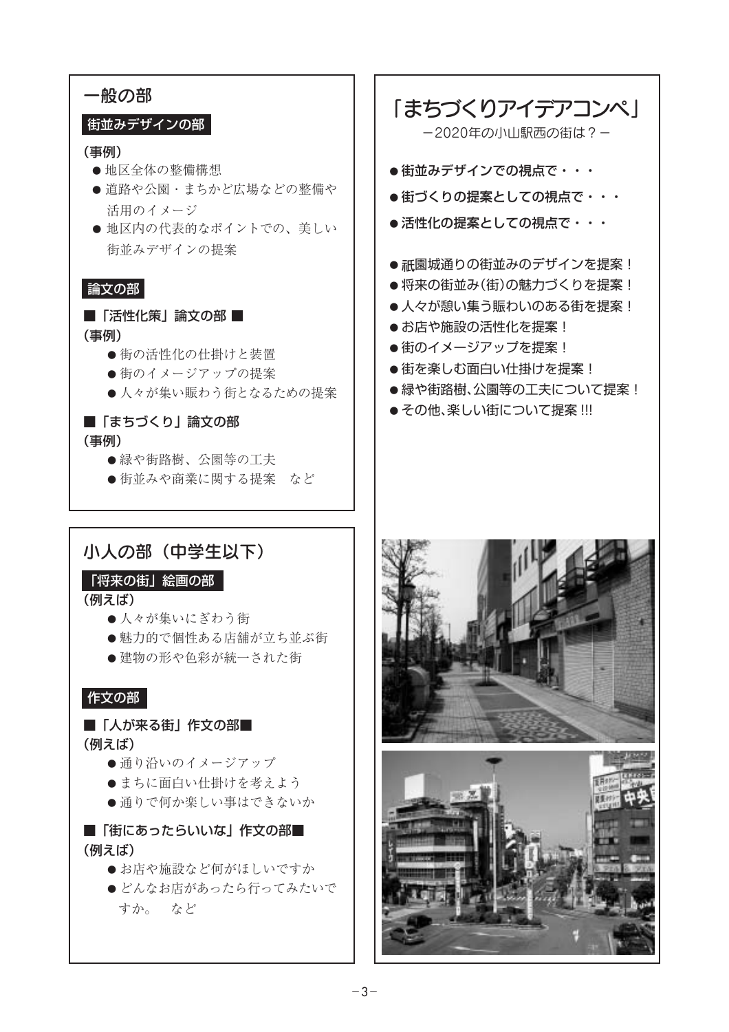## 一般の部

### 街並みデザインの部

（事例）

- 地区全体の整備構想
- 道路や公園・まちかど広場などの整備や活用のイメージ
- 地区内の代表的なポイントでの、美しい街並みデザインの提案

### 論文の部

**■「活性化策」論文の部 ■**

（事例）

- 街の活性化の仕掛けと装置
- 街のイメージアップの提案
- 人々が集い賑わう街となるための提案

**■「まちづくり」論文の部**

（事例）

- 緑や街路樹、公園等の工夫
- 街並みや商業に関する提案　など

## 小人の部（中学生以下）

### 「将来の街」絵画の部

（例えば）

- 人々が集いにぎわう街
- 魅力的で個性ある店舗が立ち並ぶ街
- 建物の形や色彩が統一された街

### 作文の部

**■「人が来る街」作文の部■**

（例えば）

- 通り沿いのイメージアップ
- まちに面白い仕掛けを考えよう
- 通りで何か楽しい事はできないか

**■「街にあったらいいな」作文の部■**

（例えば）

- お店や施設など何がほしいですか
- どんなお店があったら行ってみたいですか。　など

## 「まちづくりアイデアコンペ」

－2020年の小山駅西の街は？－

- **街並みデザインでの視点で・・・**
- **街づくりの提案としての視点で・・・**
- **活性化の提案としての視点で・・・**

- 祇園城通りの街並みのデザインを提案！
- 将来の街並み(街)の魅力づくりを提案！
- 人々が憩い集う賑わいのある街を提案！
- お店や施設の活性化を提案！
- 街のイメージアップを提案！
- 街を楽しむ面白い仕掛けを提案！
- 緑や街路樹、公園等の工夫について提案！
- その他、楽しい街について提案 !!!